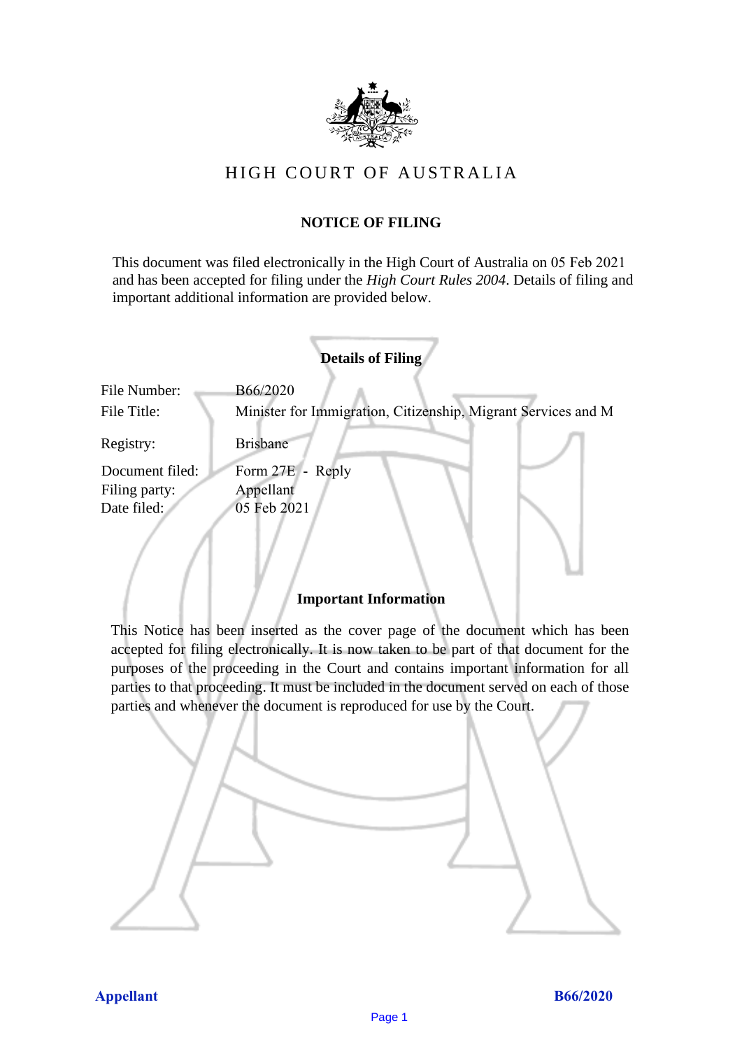# HIGH COURT OF AUSTRALIA

## NOTICE OF FILING

This document was filed electronically in the High Court of Australia on 05 Feb 2021 and has been accepted for filing under the *High Court Rules 2004*. Details of filing and important additional information are provided below.

### Details of Filing

| | |
|---|---|
| File Number: | B66/2020 |
| File Title: | Minister for Immigration, Citizenship, Migrant Services and M |
| Registry: | Brisbane |
| Document filed: | Form 27E - Reply |
| Filing party: | Appellant |
| Date filed: | 05 Feb 2021 |

### Important Information

This Notice has been inserted as the cover page of the document which has been accepted for filing electronically. It is now taken to be part of that document for the purposes of the proceeding in the Court and contains important information for all parties to that proceeding. It must be included in the document served on each of those parties and whenever the document is reproduced for use by the Court.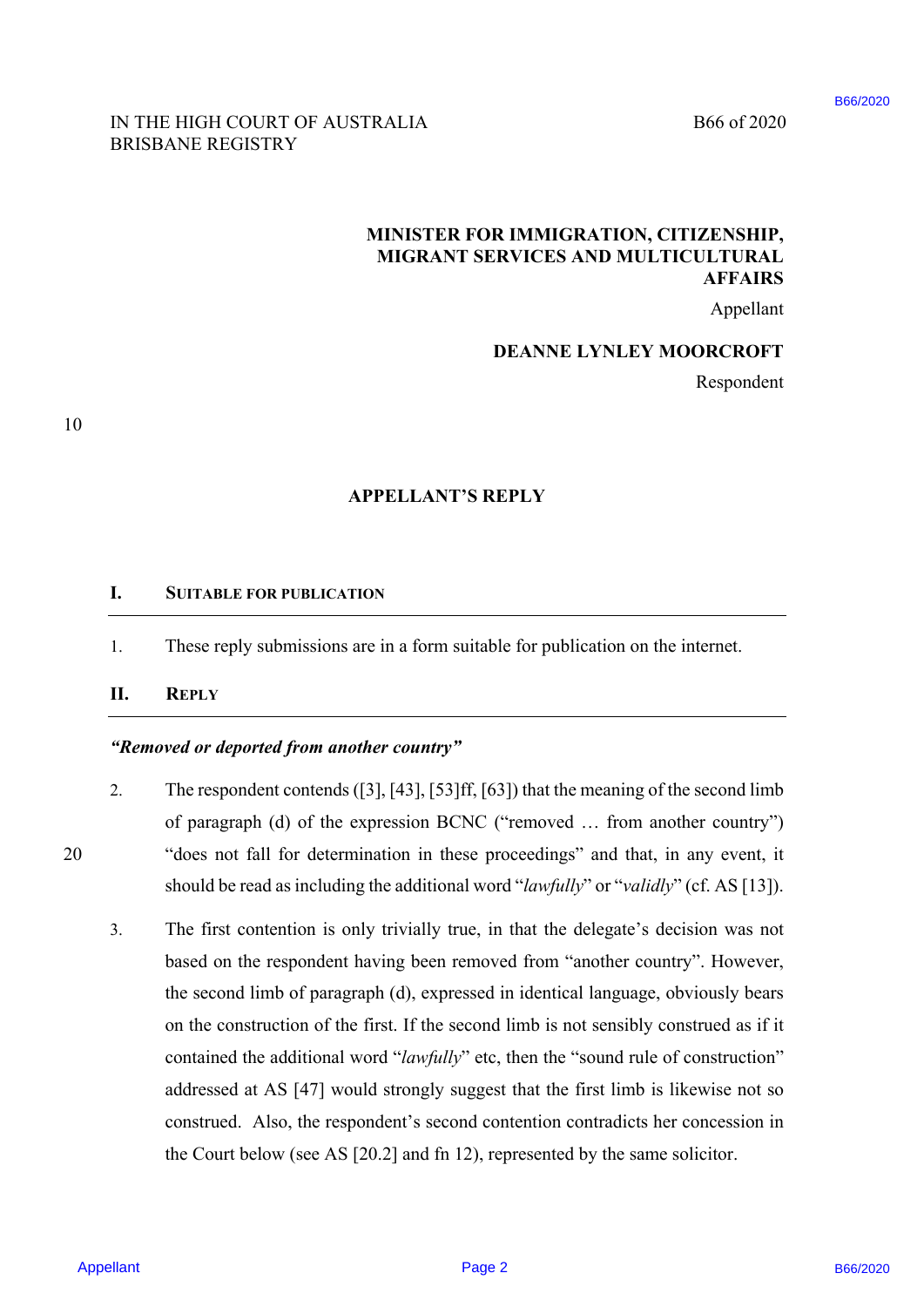IN THE HIGH COURT OF AUSTRALIA
BRISBANE REGISTRY

B66 of 2020

**MINISTER FOR IMMIGRATION, CITIZENSHIP, MIGRANT SERVICES AND MULTICULTURAL AFFAIRS**

Appellant

**DEANNE LYNLEY MOORCROFT**

Respondent

## APPELLANT'S REPLY

### I. SUITABLE FOR PUBLICATION

1. These reply submissions are in a form suitable for publication on the internet.

### II. REPLY

***"Removed or deported from another country"***

2. The respondent contends ([3], [43], [53]ff, [63]) that the meaning of the second limb of paragraph (d) of the expression BCNC ("removed … from another country") "does not fall for determination in these proceedings" and that, in any event, it should be read as including the additional word "*lawfully*" or "*validly*" (cf. AS [13]).

3. The first contention is only trivially true, in that the delegate's decision was not based on the respondent having been removed from "another country". However, the second limb of paragraph (d), expressed in identical language, obviously bears on the construction of the first. If the second limb is not sensibly construed as if it contained the additional word "*lawfully*" etc, then the "sound rule of construction" addressed at AS [47] would strongly suggest that the first limb is likewise not so construed. Also, the respondent's second contention contradicts her concession in the Court below (see AS [20.2] and fn 12), represented by the same solicitor.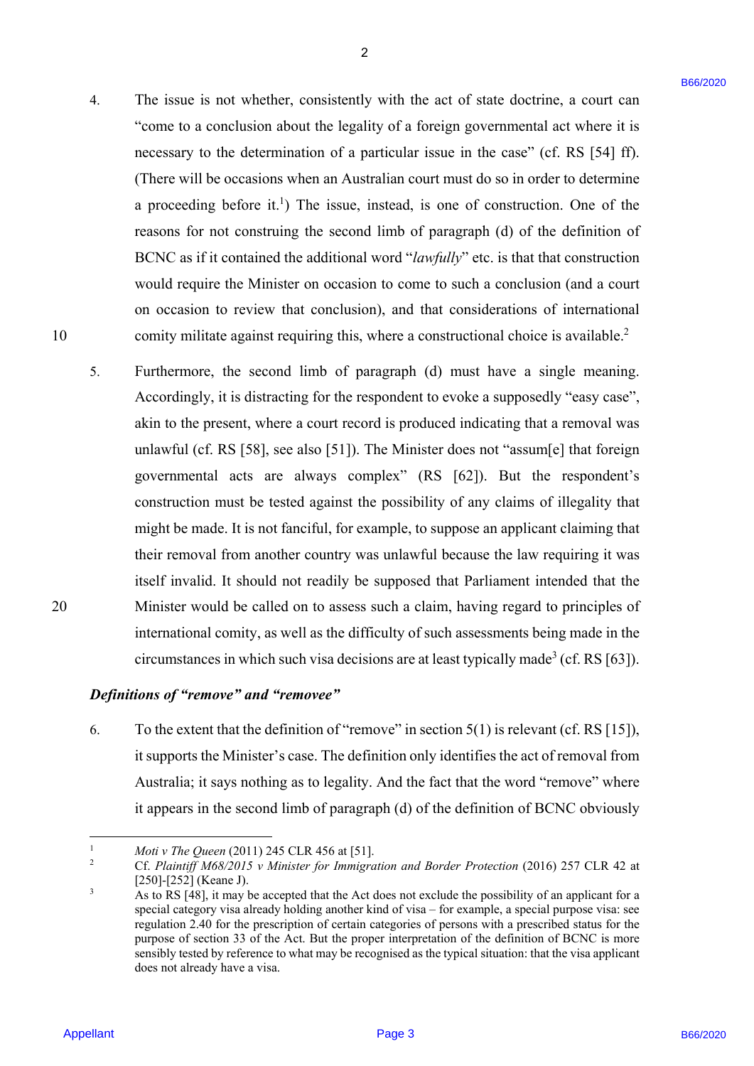4. The issue is not whether, consistently with the act of state doctrine, a court can "come to a conclusion about the legality of a foreign governmental act where it is necessary to the determination of a particular issue in the case" (cf. RS [54] ff). (There will be occasions when an Australian court must do so in order to determine a proceeding before it.[1]) The issue, instead, is one of construction. One of the reasons for not construing the second limb of paragraph (d) of the definition of BCNC as if it contained the additional word "*lawfully*" etc. is that that construction would require the Minister on occasion to come to such a conclusion (and a court on occasion to review that conclusion), and that considerations of international comity militate against requiring this, where a constructional choice is available.[2]

5. Furthermore, the second limb of paragraph (d) must have a single meaning. Accordingly, it is distracting for the respondent to evoke a supposedly "easy case", akin to the present, where a court record is produced indicating that a removal was unlawful (cf. RS [58], see also [51]). The Minister does not "assum[e] that foreign governmental acts are always complex" (RS [62]). But the respondent's construction must be tested against the possibility of any claims of illegality that might be made. It is not fanciful, for example, to suppose an applicant claiming that their removal from another country was unlawful because the law requiring it was itself invalid. It should not readily be supposed that Parliament intended that the Minister would be called on to assess such a claim, having regard to principles of international comity, as well as the difficulty of such assessments being made in the circumstances in which such visa decisions are at least typically made[3] (cf. RS [63]).

### *Definitions of "remove" and "removee"*

6. To the extent that the definition of "remove" in section 5(1) is relevant (cf. RS [15]), it supports the Minister's case. The definition only identifies the act of removal from Australia; it says nothing as to legality. And the fact that the word "remove" where it appears in the second limb of paragraph (d) of the definition of BCNC obviously

---

[1] *Moti v The Queen* (2011) 245 CLR 456 at [51].

[2] Cf. *Plaintiff M68/2015 v Minister for Immigration and Border Protection* (2016) 257 CLR 42 at [250]-[252] (Keane J).

[3] As to RS [48], it may be accepted that the Act does not exclude the possibility of an applicant for a special category visa already holding another kind of visa – for example, a special purpose visa: see regulation 2.40 for the prescription of certain categories of persons with a prescribed status for the purpose of section 33 of the Act. But the proper interpretation of the definition of BCNC is more sensibly tested by reference to what may be recognised as the typical situation: that the visa applicant does not already have a visa.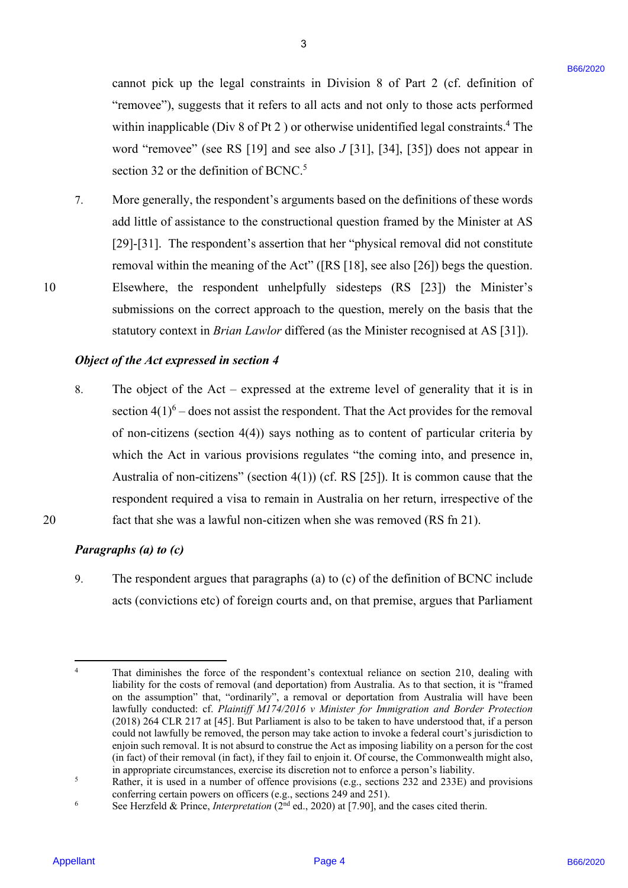cannot pick up the legal constraints in Division 8 of Part 2 (cf. definition of "removee"), suggests that it refers to all acts and not only to those acts performed within inapplicable (Div 8 of Pt 2 ) or otherwise unidentified legal constraints.[4] The word "removee" (see RS [19] and see also *J* [31], [34], [35]) does not appear in section 32 or the definition of BCNC.[5]

7. More generally, the respondent's arguments based on the definitions of these words add little of assistance to the constructional question framed by the Minister at AS [29]-[31]. The respondent's assertion that her "physical removal did not constitute removal within the meaning of the Act" ([RS [18], see also [26]) begs the question. Elsewhere, the respondent unhelpfully sidesteps (RS [23]) the Minister's submissions on the correct approach to the question, merely on the basis that the statutory context in *Brian Lawlor* differed (as the Minister recognised at AS [31]).

### *Object of the Act expressed in section 4*

8. The object of the Act – expressed at the extreme level of generality that it is in section 4(1)[6] – does not assist the respondent. That the Act provides for the removal of non-citizens (section 4(4)) says nothing as to content of particular criteria by which the Act in various provisions regulates "the coming into, and presence in, Australia of non-citizens" (section 4(1)) (cf. RS [25]). It is common cause that the respondent required a visa to remain in Australia on her return, irrespective of the fact that she was a lawful non-citizen when she was removed (RS fn 21).

### *Paragraphs (a) to (c)*

9. The respondent argues that paragraphs (a) to (c) of the definition of BCNC include acts (convictions etc) of foreign courts and, on that premise, argues that Parliament

---

[4] That diminishes the force of the respondent's contextual reliance on section 210, dealing with liability for the costs of removal (and deportation) from Australia. As to that section, it is "framed on the assumption" that, "ordinarily", a removal or deportation from Australia will have been lawfully conducted: cf. *Plaintiff M174/2016 v Minister for Immigration and Border Protection* (2018) 264 CLR 217 at [45]. But Parliament is also to be taken to have understood that, if a person could not lawfully be removed, the person may take action to invoke a federal court's jurisdiction to enjoin such removal. It is not absurd to construe the Act as imposing liability on a person for the cost (in fact) of their removal (in fact), if they fail to enjoin it. Of course, the Commonwealth might also, in appropriate circumstances, exercise its discretion not to enforce a person's liability.

[5] Rather, it is used in a number of offence provisions (e.g., sections 232 and 233E) and provisions conferring certain powers on officers (e.g., sections 249 and 251).

[6] See Herzfeld & Prince, *Interpretation* (2nd ed., 2020) at [7.90], and the cases cited therin.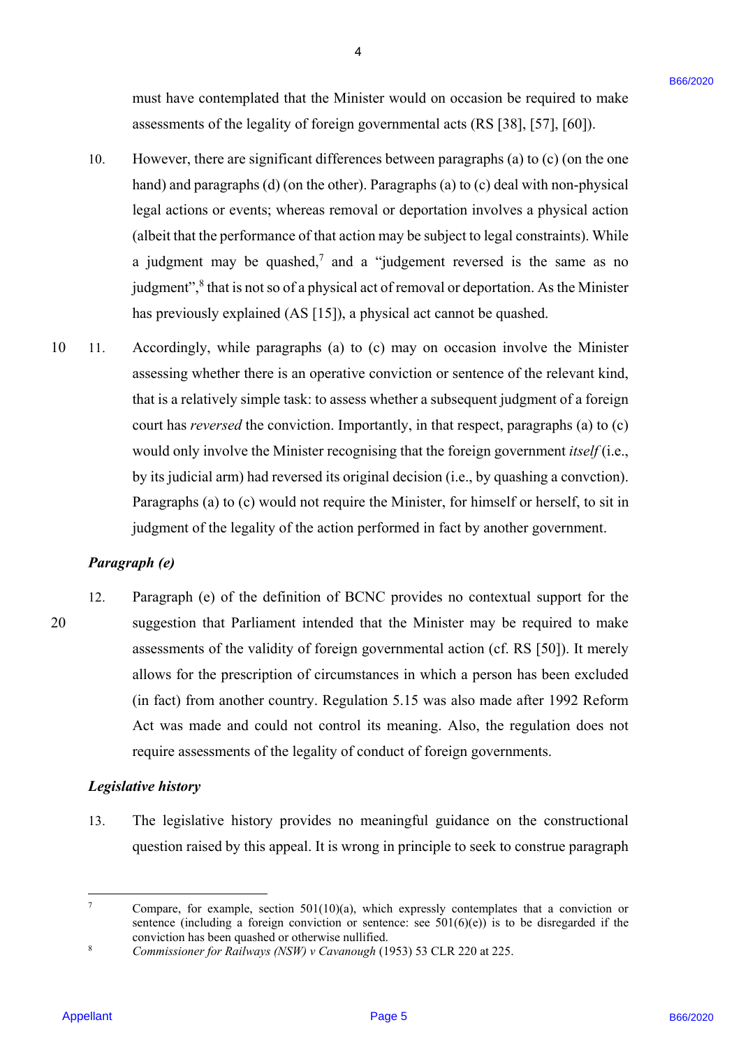must have contemplated that the Minister would on occasion be required to make assessments of the legality of foreign governmental acts (RS [38], [57], [60]).

10. However, there are significant differences between paragraphs (a) to (c) (on the one hand) and paragraphs (d) (on the other). Paragraphs (a) to (c) deal with non-physical legal actions or events; whereas removal or deportation involves a physical action (albeit that the performance of that action may be subject to legal constraints). While a judgment may be quashed,[7] and a "judgement reversed is the same as no judgment",[8] that is not so of a physical act of removal or deportation. As the Minister has previously explained (AS [15]), a physical act cannot be quashed.

11. Accordingly, while paragraphs (a) to (c) may on occasion involve the Minister assessing whether there is an operative conviction or sentence of the relevant kind, that is a relatively simple task: to assess whether a subsequent judgment of a foreign court has *reversed* the conviction. Importantly, in that respect, paragraphs (a) to (c) would only involve the Minister recognising that the foreign government *itself* (i.e., by its judicial arm) had reversed its original decision (i.e., by quashing a convction). Paragraphs (a) to (c) would not require the Minister, for himself or herself, to sit in judgment of the legality of the action performed in fact by another government.

***Paragraph (e)***

12. Paragraph (e) of the definition of BCNC provides no contextual support for the suggestion that Parliament intended that the Minister may be required to make assessments of the validity of foreign governmental action (cf. RS [50]). It merely allows for the prescription of circumstances in which a person has been excluded (in fact) from another country. Regulation 5.15 was also made after 1992 Reform Act was made and could not control its meaning. Also, the regulation does not require assessments of the legality of conduct of foreign governments.

***Legislative history***

13. The legislative history provides no meaningful guidance on the constructional question raised by this appeal. It is wrong in principle to seek to construe paragraph

---

[7] Compare, for example, section 501(10)(a), which expressly contemplates that a conviction or sentence (including a foreign conviction or sentence: see 501(6)(e)) is to be disregarded if the conviction has been quashed or otherwise nullified.

[8] *Commissioner for Railways (NSW) v Cavanough* (1953) 53 CLR 220 at 225.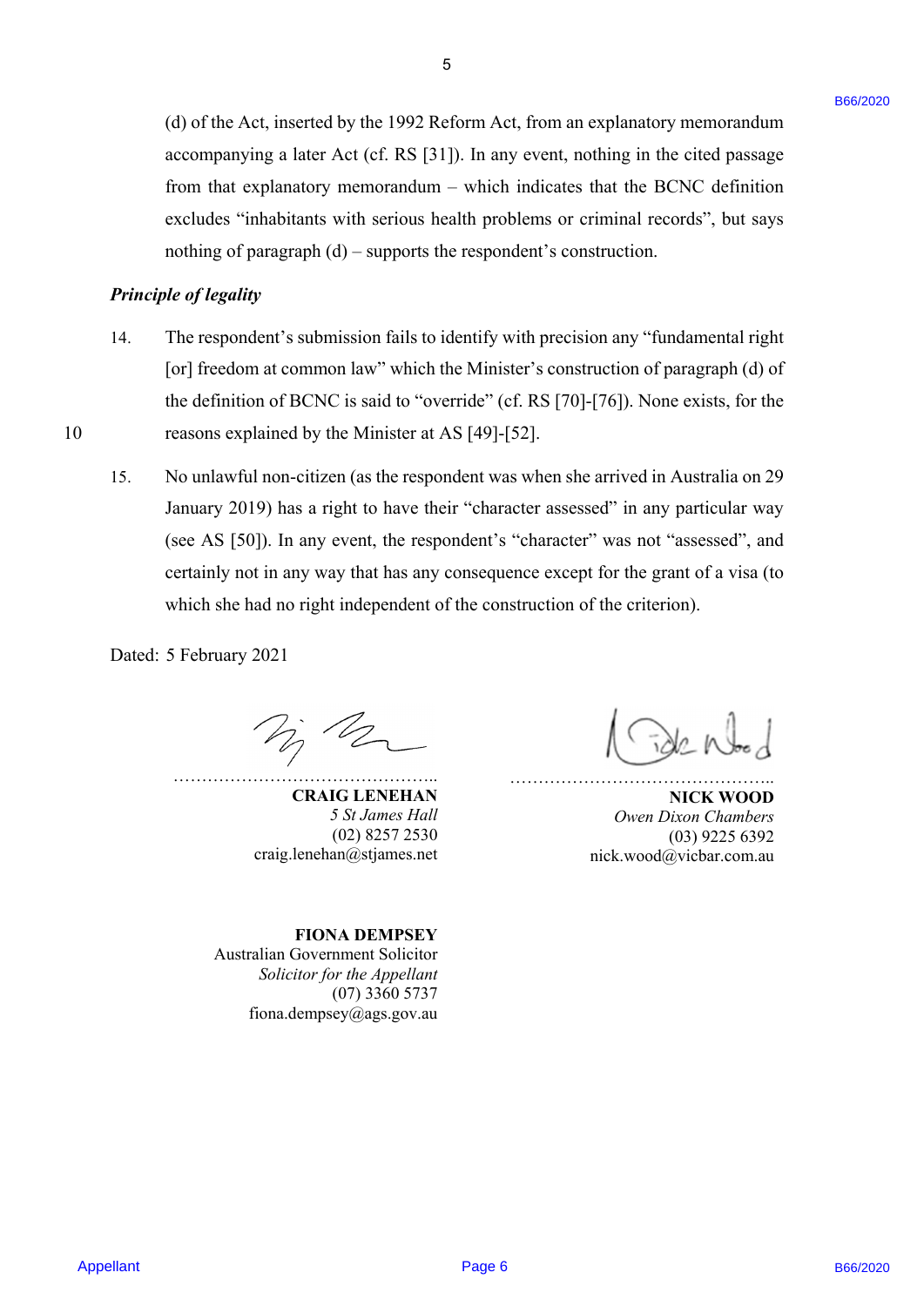(d) of the Act, inserted by the 1992 Reform Act, from an explanatory memorandum accompanying a later Act (cf. RS [31]). In any event, nothing in the cited passage from that explanatory memorandum – which indicates that the BCNC definition excludes "inhabitants with serious health problems or criminal records", but says nothing of paragraph (d) – supports the respondent's construction.

***Principle of legality***

14. The respondent's submission fails to identify with precision any "fundamental right [or] freedom at common law" which the Minister's construction of paragraph (d) of the definition of BCNC is said to "override" (cf. RS [70]-[76]). None exists, for the reasons explained by the Minister at AS [49]-[52].

15. No unlawful non-citizen (as the respondent was when she arrived in Australia on 29 January 2019) has a right to have their "character assessed" in any particular way (see AS [50]). In any event, the respondent's "character" was not "assessed", and certainly not in any way that has any consequence except for the grant of a visa (to which she had no right independent of the construction of the criterion).

Dated: 5 February 2021

………………………………………..
**CRAIG LENEHAN**
*5 St James Hall*
(02) 8257 2530
craig.lenehan@stjames.net

………………………………………..
**NICK WOOD**
*Owen Dixon Chambers*
(03) 9225 6392
nick.wood@vicbar.com.au

**FIONA DEMPSEY**
Australian Government Solicitor
*Solicitor for the Appellant*
(07) 3360 5737
fiona.dempsey@ags.gov.au